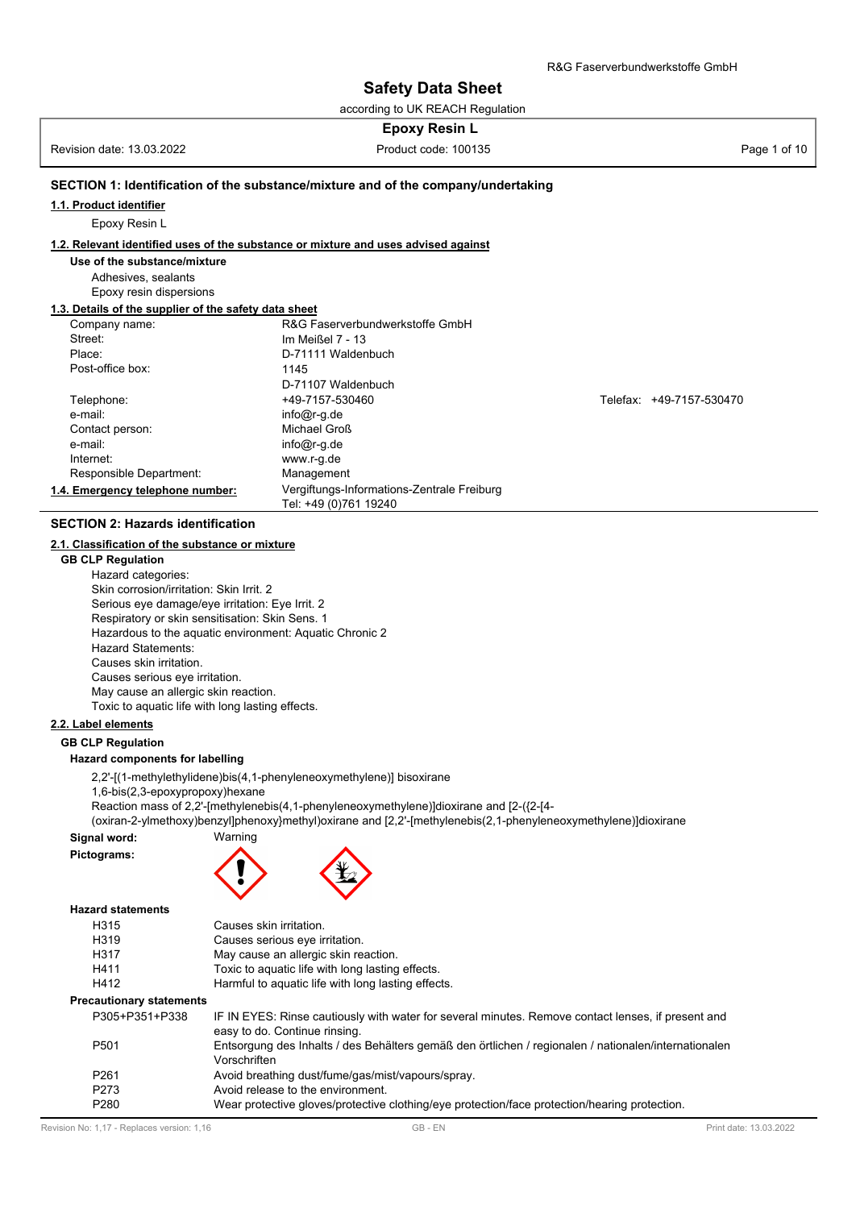# Safety Data Sheet

according to UK REACH Regulation

**Epoxy Resin L**

Revision date: 13.03.2022 | Product code: 100135

## SECTION 1: Identification of the substance/mixture and of the company/undertaking

### 1.1. Product identifier

Epoxy Resin L

### 1.2. Relevant identified uses of the substance or mixture and uses advised against

**Use of the substance/mixture**

Adhesives, sealants
Epoxy resin dispersions

### 1.3. Details of the supplier of the safety data sheet

| | | |
|---|---|---|
| Company name: | R&G Faserverbundwerkstoffe GmbH | |
| Street: | Im Meißel 7 - 13 | |
| Place: | D-71111 Waldenbuch | |
| Post-office box: | 1145<br>D-71107 Waldenbuch | |
| Telephone: | +49-7157-530460 | Telefax: +49-7157-530470 |
| e-mail: | info@r-g.de | |
| Contact person: | Michael Groß | |
| e-mail: | info@r-g.de | |
| Internet: | www.r-g.de | |
| Responsible Department: | Management | |

**1.4. Emergency telephone number:** Vergiftungs-Informations-Zentrale Freiburg
Tel: +49 (0)761 19240

## SECTION 2: Hazards identification

### 2.1. Classification of the substance or mixture

**GB CLP Regulation**

Hazard categories:
Skin corrosion/irritation: Skin Irrit. 2
Serious eye damage/eye irritation: Eye Irrit. 2
Respiratory or skin sensitisation: Skin Sens. 1
Hazardous to the aquatic environment: Aquatic Chronic 2
Hazard Statements:
Causes skin irritation.
Causes serious eye irritation.
May cause an allergic skin reaction.
Toxic to aquatic life with long lasting effects.

### 2.2. Label elements

**GB CLP Regulation**

**Hazard components for labelling**

2,2'-[(1-methylethylidene)bis(4,1-phenyleneoxymethylene)] bisoxirane
1,6-bis(2,3-epoxypropoxy)hexane
Reaction mass of 2,2'-[methylenebis(4,1-phenyleneoxymethylene)]dioxirane and [2-({2-[4-(oxiran-2-ylmethoxy)benzyl]phenoxy}methyl)oxirane and [2,2'-[methylenebis(2,1-phenyleneoxymethylene)]dioxirane

**Signal word:** Warning

**Pictograms:**

**Hazard statements**

| | |
|---|---|
| H315 | Causes skin irritation. |
| H319 | Causes serious eye irritation. |
| H317 | May cause an allergic skin reaction. |
| H411 | Toxic to aquatic life with long lasting effects. |
| H412 | Harmful to aquatic life with long lasting effects. |

**Precautionary statements**

| | |
|---|---|
| P305+P351+P338 | IF IN EYES: Rinse cautiously with water for several minutes. Remove contact lenses, if present and easy to do. Continue rinsing. |
| P501 | Entsorgung des Inhalts / des Behälters gemäß den örtlichen / regionalen / nationalen/internationalen Vorschriften |
| P261 | Avoid breathing dust/fume/gas/mist/vapours/spray. |
| P273 | Avoid release to the environment. |
| P280 | Wear protective gloves/protective clothing/eye protection/face protection/hearing protection. |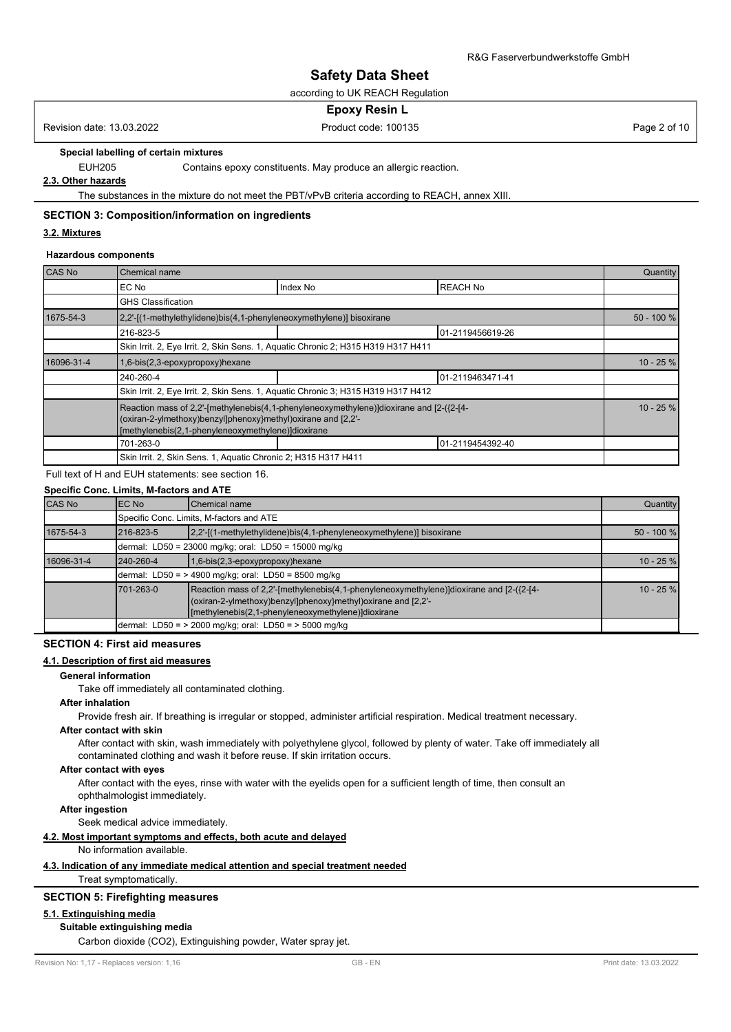**Special labelling of certain mixtures**

EUH205 Contains epoxy constituents. May produce an allergic reaction.

**2.3. Other hazards**

The substances in the mixture do not meet the PBT/vPvB criteria according to REACH, annex XIII.

## SECTION 3: Composition/information on ingredients

### 3.2. Mixtures

**Hazardous components**

| CAS No | Chemical name | | | Quantity |
|---|---|---|---|---|
| | EC No | Index No | REACH No | |
| | GHS Classification | | | |
| 1675-54-3 | 2,2'-[(1-methylethylidene)bis(4,1-phenyleneoxymethylene)] bisoxirane | | | 50 - 100 % |
| | 216-823-5 | | 01-2119456619-26 | |
| | Skin Irrit. 2, Eye Irrit. 2, Skin Sens. 1, Aquatic Chronic 2; H315 H319 H317 H411 | | | |
| 16096-31-4 | 1,6-bis(2,3-epoxypropoxy)hexane | | | 10 - 25 % |
| | 240-260-4 | | 01-2119463471-41 | |
| | Skin Irrit. 2, Eye Irrit. 2, Skin Sens. 1, Aquatic Chronic 3; H315 H319 H317 H412 | | | |
| | Reaction mass of 2,2'-[methylenebis(4,1-phenyleneoxymethylene)]dioxirane and [2-({2-[4-(oxiran-2-ylmethoxy)benzyl]phenoxy}methyl)oxirane and [2,2'-[methylenebis(2,1-phenyleneoxymethylene)]dioxirane | | | 10 - 25 % |
| | 701-263-0 | | 01-2119454392-40 | |
| | Skin Irrit. 2, Skin Sens. 1, Aquatic Chronic 2; H315 H317 H411 | | | |

Full text of H and EUH statements: see section 16.

**Specific Conc. Limits, M-factors and ATE**

| CAS No | EC No | Chemical name | Quantity |
|---|---|---|---|
| | Specific Conc. Limits, M-factors and ATE | | |
| 1675-54-3 | 216-823-5 | 2,2'-[(1-methylethylidene)bis(4,1-phenyleneoxymethylene)] bisoxirane | 50 - 100 % |
| | dermal: LD50 = 23000 mg/kg; oral: LD50 = 15000 mg/kg | | |
| 16096-31-4 | 240-260-4 | 1,6-bis(2,3-epoxypropoxy)hexane | 10 - 25 % |
| | dermal: LD50 = > 4900 mg/kg; oral: LD50 = 8500 mg/kg | | |
| | 701-263-0 | Reaction mass of 2,2'-[methylenebis(4,1-phenyleneoxymethylene)]dioxirane and [2-({2-[4-(oxiran-2-ylmethoxy)benzyl]phenoxy}methyl)oxirane and [2,2'-[methylenebis(2,1-phenyleneoxymethylene)]dioxirane | 10 - 25 % |
| | dermal: LD50 = > 2000 mg/kg; oral: LD50 = > 5000 mg/kg | | |

## SECTION 4: First aid measures

### 4.1. Description of first aid measures

**General information**

Take off immediately all contaminated clothing.

**After inhalation**

Provide fresh air. If breathing is irregular or stopped, administer artificial respiration. Medical treatment necessary.

**After contact with skin**

After contact with skin, wash immediately with polyethylene glycol, followed by plenty of water. Take off immediately all contaminated clothing and wash it before reuse. If skin irritation occurs.

**After contact with eyes**

After contact with the eyes, rinse with water with the eyelids open for a sufficient length of time, then consult an ophthalmologist immediately.

**After ingestion**

Seek medical advice immediately.

### 4.2. Most important symptoms and effects, both acute and delayed

No information available.

### 4.3. Indication of any immediate medical attention and special treatment needed

Treat symptomatically.

## SECTION 5: Firefighting measures

### 5.1. Extinguishing media

**Suitable extinguishing media**

Carbon dioxide ($CO_2$), Extinguishing powder, Water spray jet.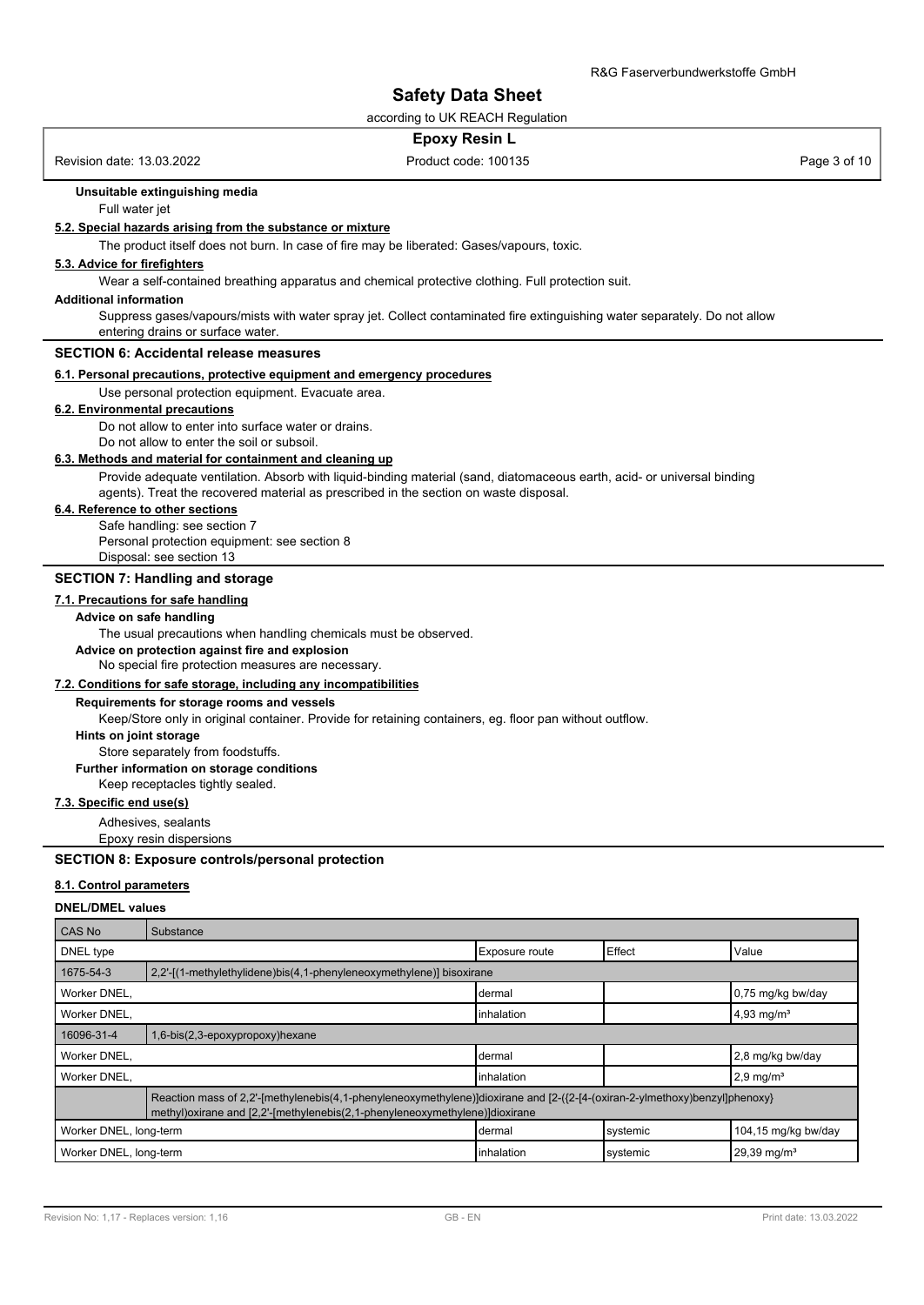**Unsuitable extinguishing media**

Full water jet

**5.2. Special hazards arising from the substance or mixture**

The product itself does not burn. In case of fire may be liberated: Gases/vapours, toxic.

**5.3. Advice for firefighters**

Wear a self-contained breathing apparatus and chemical protective clothing. Full protection suit.

**Additional information**

Suppress gases/vapours/mists with water spray jet. Collect contaminated fire extinguishing water separately. Do not allow entering drains or surface water.

## SECTION 6: Accidental release measures

**6.1. Personal precautions, protective equipment and emergency procedures**

Use personal protection equipment. Evacuate area.

**6.2. Environmental precautions**

Do not allow to enter into surface water or drains.
Do not allow to enter the soil or subsoil.

**6.3. Methods and material for containment and cleaning up**

Provide adequate ventilation. Absorb with liquid-binding material (sand, diatomaceous earth, acid- or universal binding agents). Treat the recovered material as prescribed in the section on waste disposal.

**6.4. Reference to other sections**

Safe handling: see section 7
Personal protection equipment: see section 8
Disposal: see section 13

## SECTION 7: Handling and storage

**7.1. Precautions for safe handling**

**Advice on safe handling**

The usual precautions when handling chemicals must be observed.

**Advice on protection against fire and explosion**

No special fire protection measures are necessary.

**7.2. Conditions for safe storage, including any incompatibilities**

**Requirements for storage rooms and vessels**

Keep/Store only in original container. Provide for retaining containers, eg. floor pan without outflow.

**Hints on joint storage**

Store separately from foodstuffs.

**Further information on storage conditions**

Keep receptacles tightly sealed.

**7.3. Specific end use(s)**

Adhesives, sealants
Epoxy resin dispersions

## SECTION 8: Exposure controls/personal protection

**8.1. Control parameters**

**DNEL/DMEL values**

| CAS No | Substance | | | |
|---|---|---|---|---|
| DNEL type | | Exposure route | Effect | Value |
| 1675-54-3 | 2,2'-[(1-methylethylidene)bis(4,1-phenyleneoxymethylene)] bisoxirane | | | |
| Worker DNEL, | | dermal | | 0,75 mg/kg bw/day |
| Worker DNEL, | | inhalation | | 4,93 mg/m³ |
| 16096-31-4 | 1,6-bis(2,3-epoxypropoxy)hexane | | | |
| Worker DNEL, | | dermal | | 2,8 mg/kg bw/day |
| Worker DNEL, | | inhalation | | 2,9 mg/m³ |
| | Reaction mass of 2,2'-[methylenebis(4,1-phenyleneoxymethylene)]dioxirane and [2-({2-[4-(oxiran-2-ylmethoxy)benzyl]phenoxy}methyl)oxirane and [2,2'-[methylenebis(2,1-phenyleneoxymethylene)]dioxirane | | | |
| Worker DNEL, long-term | | dermal | systemic | 104,15 mg/kg bw/day |
| Worker DNEL, long-term | | inhalation | systemic | 29,39 mg/m³ |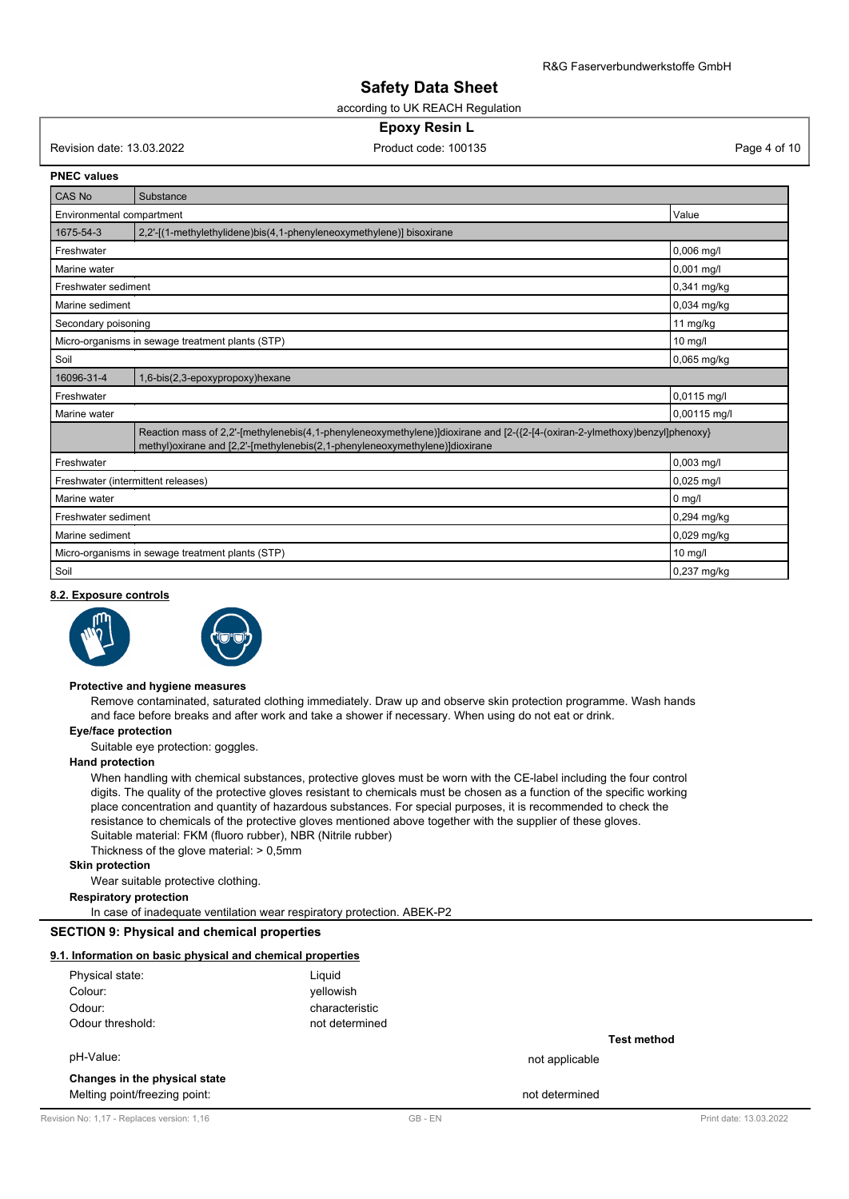**PNEC values**

| CAS No | Substance | |
|---|---|---|
| Environmental compartment | | Value |
| 1675-54-3 | 2,2'-[(1-methylethylidene)bis(4,1-phenyleneoxymethylene)] bisoxirane | |
| Freshwater | | 0,006 mg/l |
| Marine water | | 0,001 mg/l |
| Freshwater sediment | | 0,341 mg/kg |
| Marine sediment | | 0,034 mg/kg |
| Secondary poisoning | | 11 mg/kg |
| Micro-organisms in sewage treatment plants (STP) | | 10 mg/l |
| Soil | | 0,065 mg/kg |
| 16096-31-4 | 1,6-bis(2,3-epoxypropoxy)hexane | |
| Freshwater | | 0,0115 mg/l |
| Marine water | | 0,00115 mg/l |
| | Reaction mass of 2,2'-[methylenebis(4,1-phenyleneoxymethylene)]dioxirane and [2-({2-[4-(oxiran-2-ylmethoxy)benzyl]phenoxy}methyl)oxirane and [2,2'-[methylenebis(2,1-phenyleneoxymethylene)]dioxirane | |
| Freshwater | | 0,003 mg/l |
| Freshwater (intermittent releases) | | 0,025 mg/l |
| Marine water | | 0 mg/l |
| Freshwater sediment | | 0,294 mg/kg |
| Marine sediment | | 0,029 mg/kg |
| Micro-organisms in sewage treatment plants (STP) | | 10 mg/l |
| Soil | | 0,237 mg/kg |

### 8.2. Exposure controls

**Protective and hygiene measures**

Remove contaminated, saturated clothing immediately. Draw up and observe skin protection programme. Wash hands and face before breaks and after work and take a shower if necessary. When using do not eat or drink.

**Eye/face protection**

Suitable eye protection: goggles.

**Hand protection**

When handling with chemical substances, protective gloves must be worn with the CE-label including the four control digits. The quality of the protective gloves resistant to chemicals must be chosen as a function of the specific working place concentration and quantity of hazardous substances. For special purposes, it is recommended to check the resistance to chemicals of the protective gloves mentioned above together with the supplier of these gloves.
Suitable material: FKM (fluoro rubber), NBR (Nitrile rubber)
Thickness of the glove material: > 0,5mm

**Skin protection**

Wear suitable protective clothing.

**Respiratory protection**

In case of inadequate ventilation wear respiratory protection. ABEK-P2

## SECTION 9: Physical and chemical properties

### 9.1. Information on basic physical and chemical properties

| | | |
|---|---|---|
| Physical state: | Liquid | |
| Colour: | yellowish | |
| Odour: | characteristic | |
| Odour threshold: | not determined | |
| | | **Test method** |
| pH-Value: | not applicable | |

**Changes in the physical state**

| | | |
|---|---|---|
| Melting point/freezing point: | not determined | |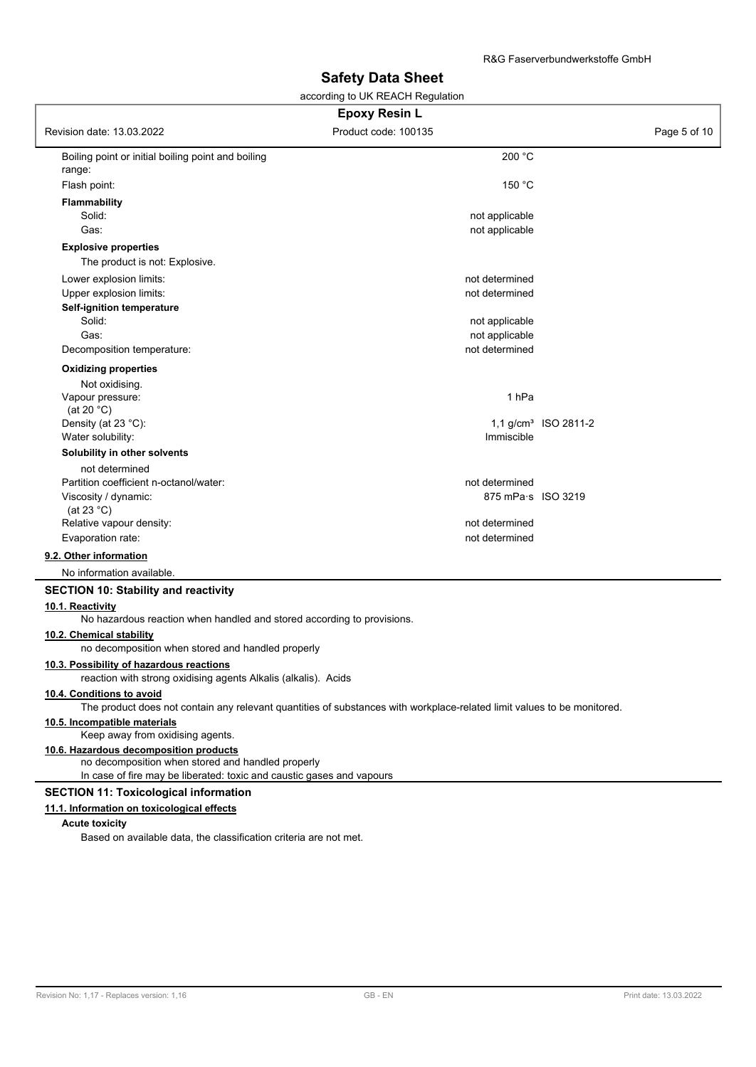| | | |
|---|---|---|
| Boiling point or initial boiling point and boiling range: | 200 °C | |
| Flash point: | 150 °C | |
| **Flammability** | | |
| Solid: | not applicable | |
| Gas: | not applicable | |
| **Explosive properties** | | |
| The product is not: Explosive. | | |
| Lower explosion limits: | not determined | |
| Upper explosion limits: | not determined | |
| **Self-ignition temperature** | | |
| Solid: | not applicable | |
| Gas: | not applicable | |
| Decomposition temperature: | not determined | |
| **Oxidizing properties** | | |
| Not oxidising. | | |
| Vapour pressure: (at 20 °C) | 1 hPa | |
| Density (at 23 °C): | 1,1 g/cm³ | ISO 2811-2 |
| Water solubility: | Immiscible | |
| **Solubility in other solvents** | | |
| not determined | | |
| Partition coefficient n-octanol/water: | not determined | |
| Viscosity / dynamic: (at 23 °C) | 875 mPa·s | ISO 3219 |
| Relative vapour density: | not determined | |
| Evaporation rate: | not determined | |

### 9.2. Other information

No information available.

## SECTION 10: Stability and reactivity

### 10.1. Reactivity

No hazardous reaction when handled and stored according to provisions.

### 10.2. Chemical stability

no decomposition when stored and handled properly

### 10.3. Possibility of hazardous reactions

reaction with strong oxidising agents Alkalis (alkalis). Acids

### 10.4. Conditions to avoid

The product does not contain any relevant quantities of substances with workplace-related limit values to be monitored.

### 10.5. Incompatible materials

Keep away from oxidising agents.

### 10.6. Hazardous decomposition products

no decomposition when stored and handled properly
In case of fire may be liberated: toxic and caustic gases and vapours

## SECTION 11: Toxicological information

### 11.1. Information on toxicological effects

**Acute toxicity**

Based on available data, the classification criteria are not met.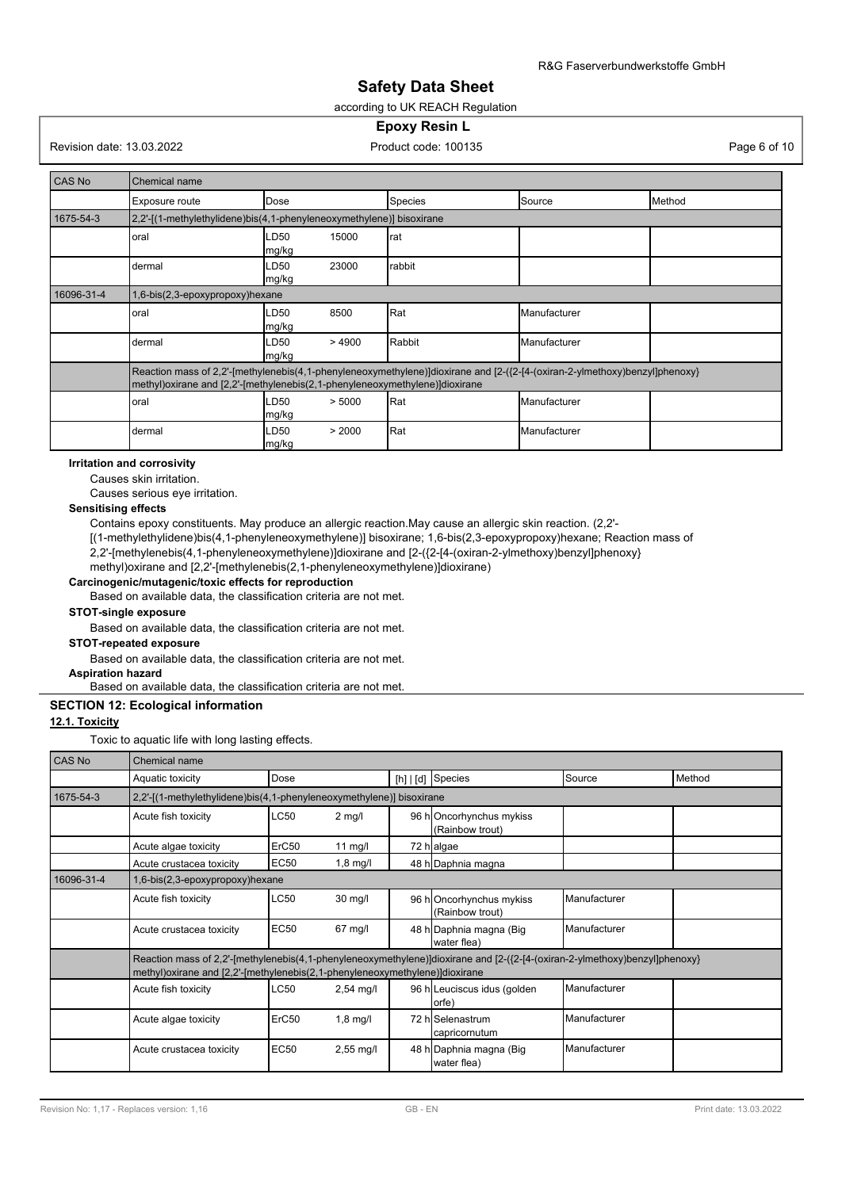| CAS No | Chemical name | | | | |
|---|---|---|---|---|---|
| | Exposure route | Dose | Species | Source | Method |
| 1675-54-3 | 2,2'-[(1-methylethylidene)bis(4,1-phenyleneoxymethylene)] bisoxirane | | | | |
| | oral | LD50 15000 mg/kg | rat | | |
| | dermal | LD50 23000 mg/kg | rabbit | | |
| 16096-31-4 | 1,6-bis(2,3-epoxypropoxy)hexane | | | | |
| | oral | LD50 8500 mg/kg | Rat | Manufacturer | |
| | dermal | LD50 > 4900 mg/kg | Rabbit | Manufacturer | |
| | Reaction mass of 2,2'-[methylenebis(4,1-phenyleneoxymethylene)]dioxirane and [2-({2-[4-(oxiran-2-ylmethoxy)benzyl]phenoxy} methyl)oxirane and [2,2'-[methylenebis(2,1-phenyleneoxymethylene)]dioxirane | | | | |
| | oral | LD50 > 5000 mg/kg | Rat | Manufacturer | |
| | dermal | LD50 > 2000 mg/kg | Rat | Manufacturer | |

**Irritation and corrosivity**

Causes skin irritation.

Causes serious eye irritation.

**Sensitising effects**

Contains epoxy constituents. May produce an allergic reaction.May cause an allergic skin reaction. (2,2'-[(1-methylethylidene)bis(4,1-phenyleneoxymethylene)] bisoxirane; 1,6-bis(2,3-epoxypropoxy)hexane; Reaction mass of 2,2'-[methylenebis(4,1-phenyleneoxymethylene)]dioxirane and [2-({2-[4-(oxiran-2-ylmethoxy)benzyl]phenoxy} methyl)oxirane and [2,2'-[methylenebis(2,1-phenyleneoxymethylene)]dioxirane)

**Carcinogenic/mutagenic/toxic effects for reproduction**

Based on available data, the classification criteria are not met.

**STOT-single exposure**

Based on available data, the classification criteria are not met.

**STOT-repeated exposure**

Based on available data, the classification criteria are not met.

**Aspiration hazard**

Based on available data, the classification criteria are not met.

## SECTION 12: Ecological information

### 12.1. Toxicity

Toxic to aquatic life with long lasting effects.

| CAS No | Chemical name | | | | | |
|---|---|---|---|---|---|---|
| | Aquatic toxicity | Dose | [h] \| [d] | Species | Source | Method |
| 1675-54-3 | 2,2'-[(1-methylethylidene)bis(4,1-phenyleneoxymethylene)] bisoxirane | | | | | |
| | Acute fish toxicity | LC50 2 mg/l | 96 h | Oncorhynchus mykiss (Rainbow trout) | | |
| | Acute algae toxicity | ErC50 11 mg/l | 72 h | algae | | |
| | Acute crustacea toxicity | EC50 1,8 mg/l | 48 h | Daphnia magna | | |
| 16096-31-4 | 1,6-bis(2,3-epoxypropoxy)hexane | | | | | |
| | Acute fish toxicity | LC50 30 mg/l | 96 h | Oncorhynchus mykiss (Rainbow trout) | Manufacturer | |
| | Acute crustacea toxicity | EC50 67 mg/l | 48 h | Daphnia magna (Big water flea) | Manufacturer | |
| | Reaction mass of 2,2'-[methylenebis(4,1-phenyleneoxymethylene)]dioxirane and [2-({2-[4-(oxiran-2-ylmethoxy)benzyl]phenoxy} methyl)oxirane and [2,2'-[methylenebis(2,1-phenyleneoxymethylene)]dioxirane | | | | | |
| | Acute fish toxicity | LC50 2,54 mg/l | 96 h | Leuciscus idus (golden orfe) | Manufacturer | |
| | Acute algae toxicity | ErC50 1,8 mg/l | 72 h | Selenastrum capricornutum | Manufacturer | |
| | Acute crustacea toxicity | EC50 2,55 mg/l | 48 h | Daphnia magna (Big water flea) | Manufacturer | |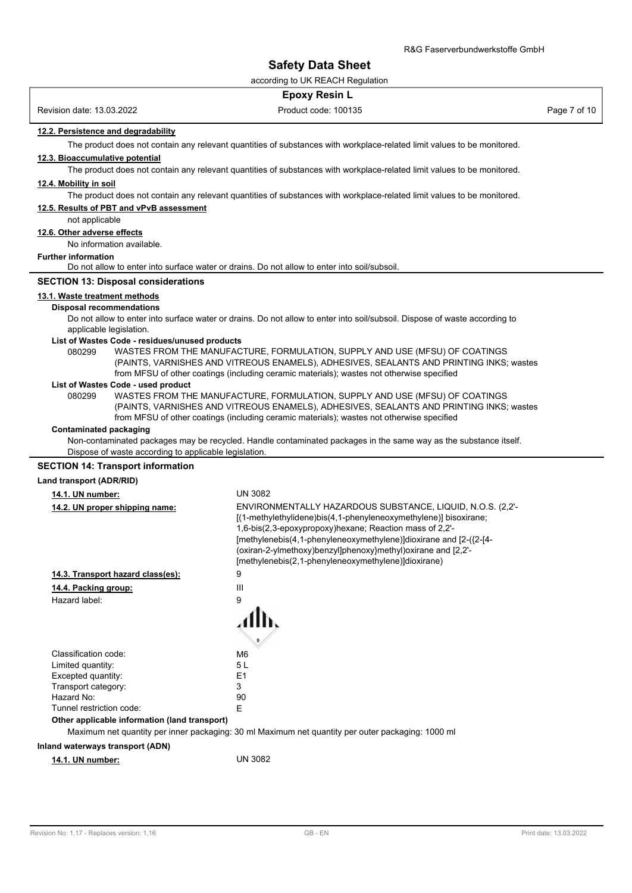#### 12.2. Persistence and degradability

The product does not contain any relevant quantities of substances with workplace-related limit values to be monitored.

#### 12.3. Bioaccumulative potential

The product does not contain any relevant quantities of substances with workplace-related limit values to be monitored.

#### 12.4. Mobility in soil

The product does not contain any relevant quantities of substances with workplace-related limit values to be monitored.

#### 12.5. Results of PBT and vPvB assessment

not applicable

#### 12.6. Other adverse effects

No information available.

**Further information**

Do not allow to enter into surface water or drains. Do not allow to enter into soil/subsoil.

## SECTION 13: Disposal considerations

#### 13.1. Waste treatment methods

**Disposal recommendations**

Do not allow to enter into surface water or drains. Do not allow to enter into soil/subsoil. Dispose of waste according to applicable legislation.

**List of Wastes Code - residues/unused products**

080299 WASTES FROM THE MANUFACTURE, FORMULATION, SUPPLY AND USE (MFSU) OF COATINGS (PAINTS, VARNISHES AND VITREOUS ENAMELS), ADHESIVES, SEALANTS AND PRINTING INKS; wastes from MFSU of other coatings (including ceramic materials); wastes not otherwise specified

**List of Wastes Code - used product**

080299 WASTES FROM THE MANUFACTURE, FORMULATION, SUPPLY AND USE (MFSU) OF COATINGS (PAINTS, VARNISHES AND VITREOUS ENAMELS), ADHESIVES, SEALANTS AND PRINTING INKS; wastes from MFSU of other coatings (including ceramic materials); wastes not otherwise specified

**Contaminated packaging**

Non-contaminated packages may be recycled. Handle contaminated packages in the same way as the substance itself. Dispose of waste according to applicable legislation.

## SECTION 14: Transport information

**Land transport (ADR/RID)**

**14.1. UN number:** UN 3082

**14.2. UN proper shipping name:** ENVIRONMENTALLY HAZARDOUS SUBSTANCE, LIQUID, N.O.S. (2,2'-[(1-methylethylidene)bis(4,1-phenyleneoxymethylene)] bisoxirane; 1,6-bis(2,3-epoxypropoxy)hexane; Reaction mass of 2,2'-[methylenebis(4,1-phenyleneoxymethylene)]dioxirane and [2-({2-[4-(oxiran-2-ylmethoxy)benzyl]phenoxy}methyl)oxirane and [2,2'-[methylenebis(2,1-phenyleneoxymethylene)]dioxirane)

**14.3. Transport hazard class(es):** 9

**14.4. Packing group:** III

Hazard label: 9

Classification code: M6
Limited quantity: 5 L
Excepted quantity: E1
Transport category: 3
Hazard No: 90
Tunnel restriction code: E

**Other applicable information (land transport)**

Maximum net quantity per inner packaging: 30 ml Maximum net quantity per outer packaging: 1000 ml

**Inland waterways transport (ADN)**

**14.1. UN number:** UN 3082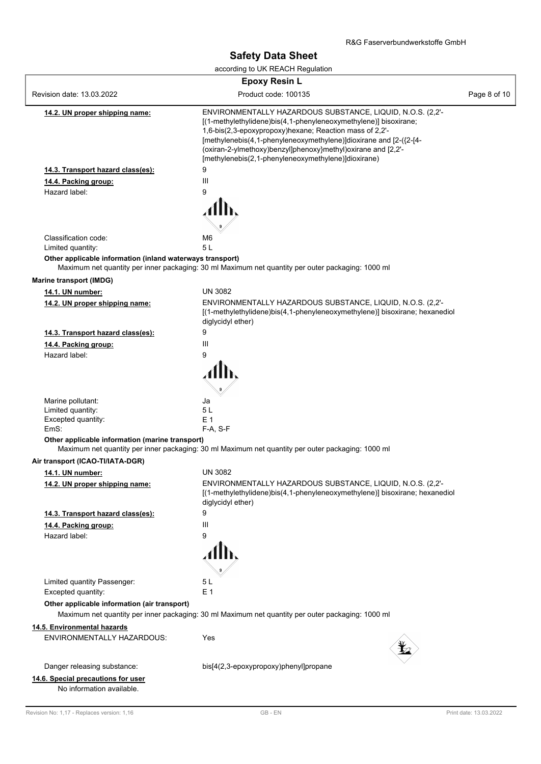**14.2. UN proper shipping name:** ENVIRONMENTALLY HAZARDOUS SUBSTANCE, LIQUID, N.O.S. (2,2'-[(1-methylethylidene)bis(4,1-phenyleneoxymethylene)] bisoxirane; 1,6-bis(2,3-epoxypropoxy)hexane; Reaction mass of 2,2'-[methylenebis(4,1-phenyleneoxymethylene)]dioxirane and [2-({2-[4-(oxiran-2-ylmethoxy)benzyl]phenoxy}methyl)oxirane and [2,2'-[methylenebis(2,1-phenyleneoxymethylene)]dioxirane)

**14.3. Transport hazard class(es):** 9

**14.4. Packing group:** III

Hazard label: 9

Classification code: M6

Limited quantity: 5 L

**Other applicable information (inland waterways transport)**

Maximum net quantity per inner packaging: 30 ml Maximum net quantity per outer packaging: 1000 ml

**Marine transport (IMDG)**

**14.1. UN number:** UN 3082

**14.2. UN proper shipping name:** ENVIRONMENTALLY HAZARDOUS SUBSTANCE, LIQUID, N.O.S. (2,2'-[(1-methylethylidene)bis(4,1-phenyleneoxymethylene)] bisoxirane; hexanediol diglycidyl ether)

**14.3. Transport hazard class(es):** 9

**14.4. Packing group:** III

Hazard label: 9

Marine pollutant: Ja

Limited quantity: 5 L

Excepted quantity: E 1

EmS: F-A, S-F

**Other applicable information (marine transport)**

Maximum net quantity per inner packaging: 30 ml Maximum net quantity per outer packaging: 1000 ml

**Air transport (ICAO-TI/IATA-DGR)**

**14.1. UN number:** UN 3082

**14.2. UN proper shipping name:** ENVIRONMENTALLY HAZARDOUS SUBSTANCE, LIQUID, N.O.S. (2,2'-[(1-methylethylidene)bis(4,1-phenyleneoxymethylene)] bisoxirane; hexanediol diglycidyl ether)

**14.3. Transport hazard class(es):** 9

**14.4. Packing group:** III

Hazard label: 9

Limited quantity Passenger: 5 L

Excepted quantity: E 1

**Other applicable information (air transport)**

Maximum net quantity per inner packaging: 30 ml Maximum net quantity per outer packaging: 1000 ml

**14.5. Environmental hazards**

ENVIRONMENTALLY HAZARDOUS: Yes

Danger releasing substance: bis[4(2,3-epoxypropoxy)phenyl]propane

**14.6. Special precautions for user**

No information available.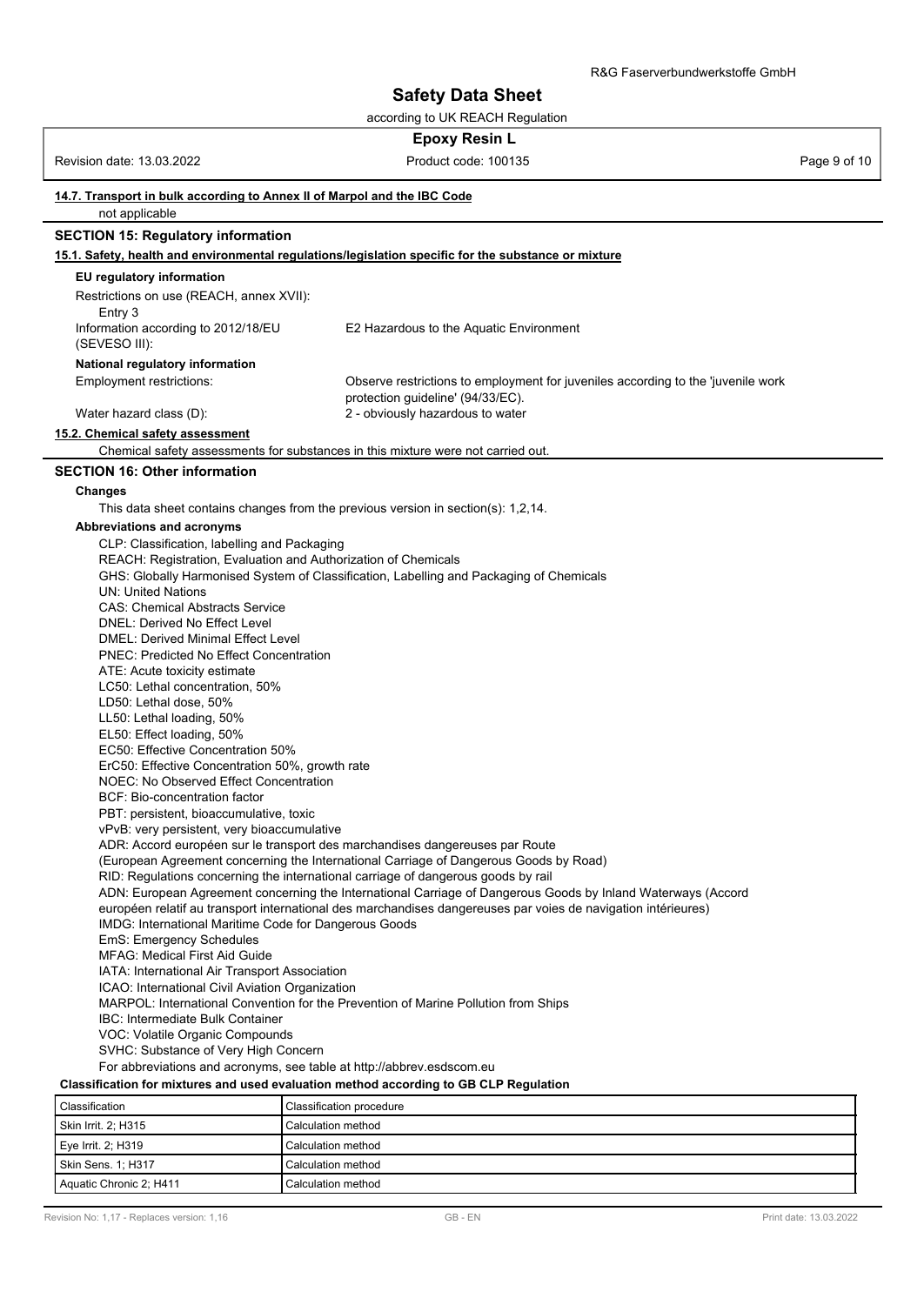#### 14.7. Transport in bulk according to Annex II of Marpol and the IBC Code

not applicable

## SECTION 15: Regulatory information

### 15.1. Safety, health and environmental regulations/legislation specific for the substance or mixture

**EU regulatory information**

Restrictions on use (REACH, annex XVII):
Entry 3

Information according to 2012/18/EU (SEVESO III): E2 Hazardous to the Aquatic Environment

**National regulatory information**

Employment restrictions: Observe restrictions to employment for juveniles according to the 'juvenile work protection guideline' (94/33/EC).

Water hazard class (D): 2 - obviously hazardous to water

### 15.2. Chemical safety assessment

Chemical safety assessments for substances in this mixture were not carried out.

## SECTION 16: Other information

**Changes**

This data sheet contains changes from the previous version in section(s): 1,2,14.

**Abbreviations and acronyms**

CLP: Classification, labelling and Packaging
REACH: Registration, Evaluation and Authorization of Chemicals
GHS: Globally Harmonised System of Classification, Labelling and Packaging of Chemicals
UN: United Nations
CAS: Chemical Abstracts Service
DNEL: Derived No Effect Level
DMEL: Derived Minimal Effect Level
PNEC: Predicted No Effect Concentration
ATE: Acute toxicity estimate
LC50: Lethal concentration, 50%
LD50: Lethal dose, 50%
LL50: Lethal loading, 50%
EL50: Effect loading, 50%
EC50: Effective Concentration 50%
ErC50: Effective Concentration 50%, growth rate
NOEC: No Observed Effect Concentration
BCF: Bio-concentration factor
PBT: persistent, bioaccumulative, toxic
vPvB: very persistent, very bioaccumulative
ADR: Accord européen sur le transport des marchandises dangereuses par Route
(European Agreement concerning the International Carriage of Dangerous Goods by Road)
RID: Regulations concerning the international carriage of dangerous goods by rail
ADN: European Agreement concerning the International Carriage of Dangerous Goods by Inland Waterways (Accord européen relatif au transport international des marchandises dangereuses par voies de navigation intérieures)
IMDG: International Maritime Code for Dangerous Goods
EmS: Emergency Schedules
MFAG: Medical First Aid Guide
IATA: International Air Transport Association
ICAO: International Civil Aviation Organization
MARPOL: International Convention for the Prevention of Marine Pollution from Ships
IBC: Intermediate Bulk Container
VOC: Volatile Organic Compounds
SVHC: Substance of Very High Concern
For abbreviations and acronyms, see table at http://abbrev.esdscom.eu

**Classification for mixtures and used evaluation method according to GB CLP Regulation**

| Classification | Classification procedure |
|---|---|
| Skin Irrit. 2; H315 | Calculation method |
| Eye Irrit. 2; H319 | Calculation method |
| Skin Sens. 1; H317 | Calculation method |
| Aquatic Chronic 2; H411 | Calculation method |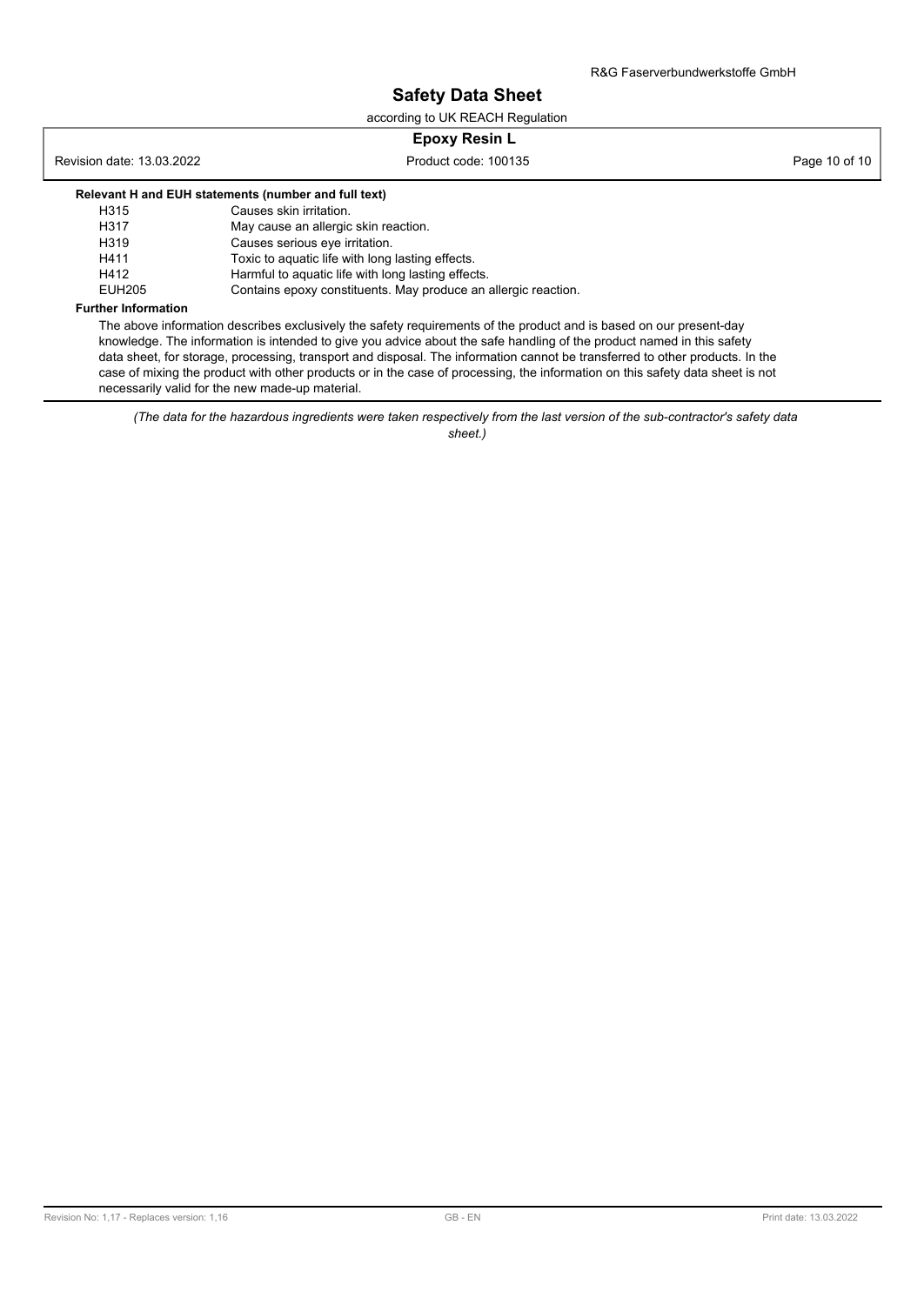**Relevant H and EUH statements (number and full text)**

| | |
|---|---|
| H315 | Causes skin irritation. |
| H317 | May cause an allergic skin reaction. |
| H319 | Causes serious eye irritation. |
| H411 | Toxic to aquatic life with long lasting effects. |
| H412 | Harmful to aquatic life with long lasting effects. |
| EUH205 | Contains epoxy constituents. May produce an allergic reaction. |

**Further Information**

The above information describes exclusively the safety requirements of the product and is based on our present-day knowledge. The information is intended to give you advice about the safe handling of the product named in this safety data sheet, for storage, processing, transport and disposal. The information cannot be transferred to other products. In the case of mixing the product with other products or in the case of processing, the information on this safety data sheet is not necessarily valid for the new made-up material.

*(The data for the hazardous ingredients were taken respectively from the last version of the sub-contractor's safety data sheet.)*